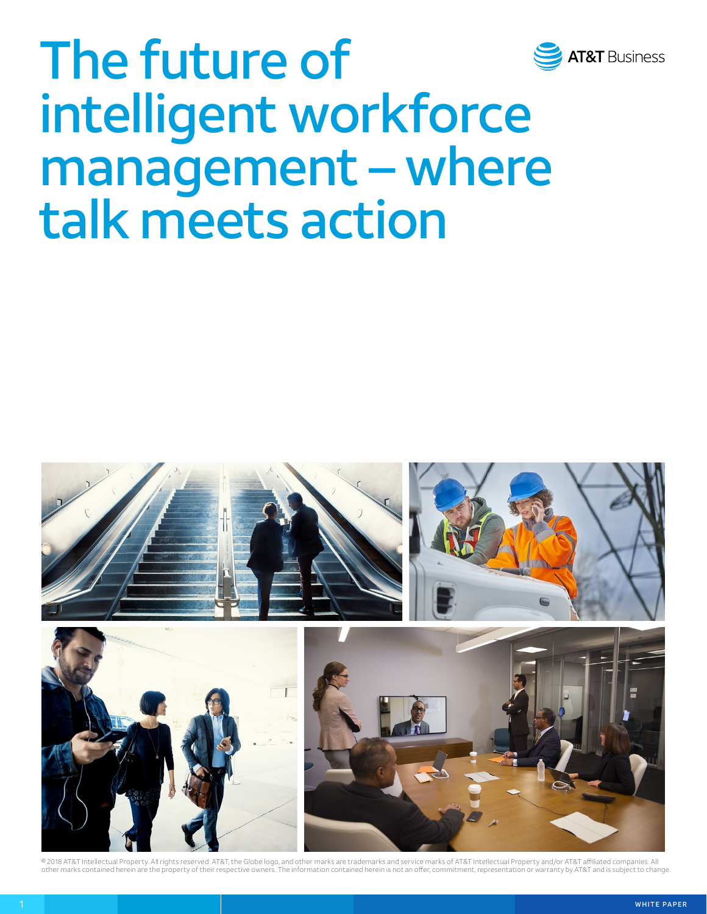# The future of intelligent workforce management – where talk meets action

AT&T Business

© 2018 AT&T Intellectual Property. All rights reserved. AT&T, the Globe logo, and other marks are trademarks and service marks of AT&T Intellectual Property and/or AT&T affiliated companies. All other marks contained herein are the property of their respective owners. The information contained herein is not an offer, commitment, representation or warranty by AT&T and is subject to change.

WHITE PAPER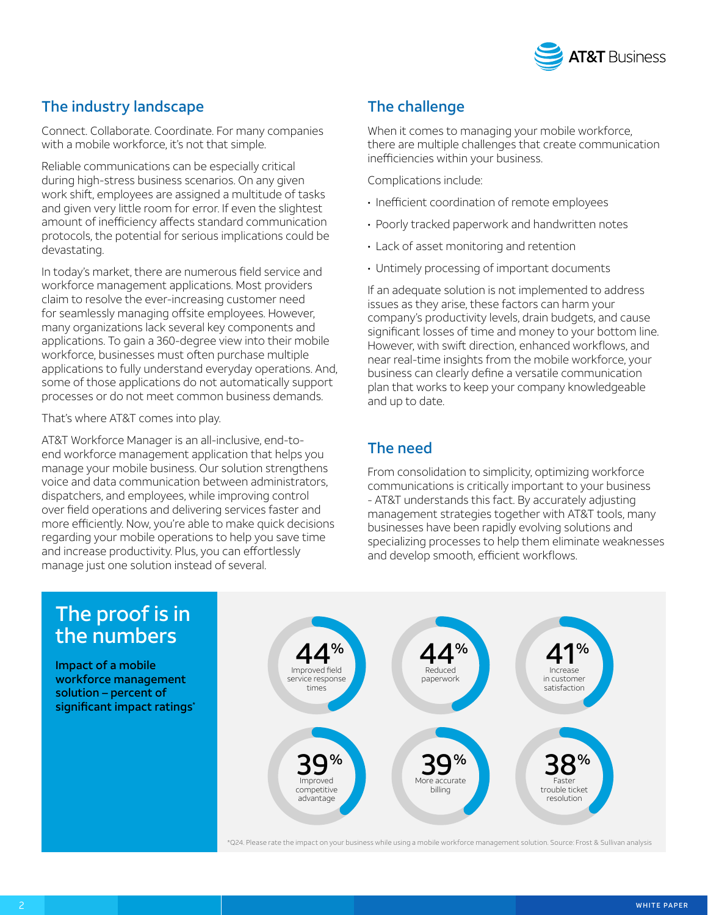## The industry landscape

Connect. Collaborate. Coordinate. For many companies with a mobile workforce, it's not that simple.

Reliable communications can be especially critical during high-stress business scenarios. On any given work shift, employees are assigned a multitude of tasks and given very little room for error. If even the slightest amount of inefficiency affects standard communication protocols, the potential for serious implications could be devastating.

In today's market, there are numerous field service and workforce management applications. Most providers claim to resolve the ever-increasing customer need for seamlessly managing offsite employees. However, many organizations lack several key components and applications. To gain a 360-degree view into their mobile workforce, businesses must often purchase multiple applications to fully understand everyday operations. And, some of those applications do not automatically support processes or do not meet common business demands.

That's where AT&T comes into play.

AT&T Workforce Manager is an all-inclusive, end-to-end workforce management application that helps you manage your mobile business. Our solution strengthens voice and data communication between administrators, dispatchers, and employees, while improving control over field operations and delivering services faster and more efficiently. Now, you're able to make quick decisions regarding your mobile operations to help you save time and increase productivity. Plus, you can effortlessly manage just one solution instead of several.

## The challenge

When it comes to managing your mobile workforce, there are multiple challenges that create communication inefficiencies within your business.

Complications include:

- Inefficient coordination of remote employees
- Poorly tracked paperwork and handwritten notes
- Lack of asset monitoring and retention
- Untimely processing of important documents

If an adequate solution is not implemented to address issues as they arise, these factors can harm your company's productivity levels, drain budgets, and cause significant losses of time and money to your bottom line. However, with swift direction, enhanced workflows, and near real-time insights from the mobile workforce, your business can clearly define a versatile communication plan that works to keep your company knowledgeable and up to date.

## The need

From consolidation to simplicity, optimizing workforce communications is critically important to your business - AT&T understands this fact. By accurately adjusting management strategies together with AT&T tools, many businesses have been rapidly evolving solutions and specializing processes to help them eliminate weaknesses and develop smooth, efficient workflows.

## The proof is in the numbers

**Impact of a mobile workforce management solution – percent of significant impact ratings***

- **44%** Improved field service response times
- **44%** Reduced paperwork
- **41%** Increase in customer satisfaction
- **39%** Improved competitive advantage
- **39%** More accurate billing
- **38%** Faster trouble ticket resolution

*Q24. Please rate the impact on your business while using a mobile workforce management solution. Source: Frost & Sullivan analysis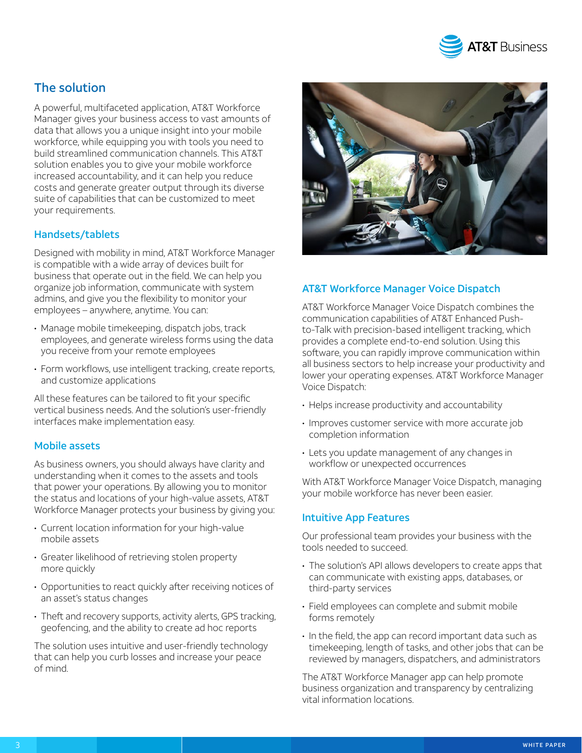## The solution

A powerful, multifaceted application, AT&T Workforce Manager gives your business access to vast amounts of data that allows you a unique insight into your mobile workforce, while equipping you with tools you need to build streamlined communication channels. This AT&T solution enables you to give your mobile workforce increased accountability, and it can help you reduce costs and generate greater output through its diverse suite of capabilities that can be customized to meet your requirements.

### Handsets/tablets

Designed with mobility in mind, AT&T Workforce Manager is compatible with a wide array of devices built for business that operate out in the field. We can help you organize job information, communicate with system admins, and give you the flexibility to monitor your employees – anywhere, anytime. You can:

- Manage mobile timekeeping, dispatch jobs, track employees, and generate wireless forms using the data you receive from your remote employees
- Form workflows, use intelligent tracking, create reports, and customize applications

All these features can be tailored to fit your specific vertical business needs. And the solution's user-friendly interfaces make implementation easy.

### Mobile assets

As business owners, you should always have clarity and understanding when it comes to the assets and tools that power your operations. By allowing you to monitor the status and locations of your high-value assets, AT&T Workforce Manager protects your business by giving you:

- Current location information for your high-value mobile assets
- Greater likelihood of retrieving stolen property more quickly
- Opportunities to react quickly after receiving notices of an asset's status changes
- Theft and recovery supports, activity alerts, GPS tracking, geofencing, and the ability to create ad hoc reports

The solution uses intuitive and user-friendly technology that can help you curb losses and increase your peace of mind.

### AT&T Workforce Manager Voice Dispatch

AT&T Workforce Manager Voice Dispatch combines the communication capabilities of AT&T Enhanced Push-to-Talk with precision-based intelligent tracking, which provides a complete end-to-end solution. Using this software, you can rapidly improve communication within all business sectors to help increase your productivity and lower your operating expenses. AT&T Workforce Manager Voice Dispatch:

- Helps increase productivity and accountability
- Improves customer service with more accurate job completion information
- Lets you update management of any changes in workflow or unexpected occurrences

With AT&T Workforce Manager Voice Dispatch, managing your mobile workforce has never been easier.

### Intuitive App Features

Our professional team provides your business with the tools needed to succeed.

- The solution's API allows developers to create apps that can communicate with existing apps, databases, or third-party services
- Field employees can complete and submit mobile forms remotely
- In the field, the app can record important data such as timekeeping, length of tasks, and other jobs that can be reviewed by managers, dispatchers, and administrators

The AT&T Workforce Manager app can help promote business organization and transparency by centralizing vital information locations.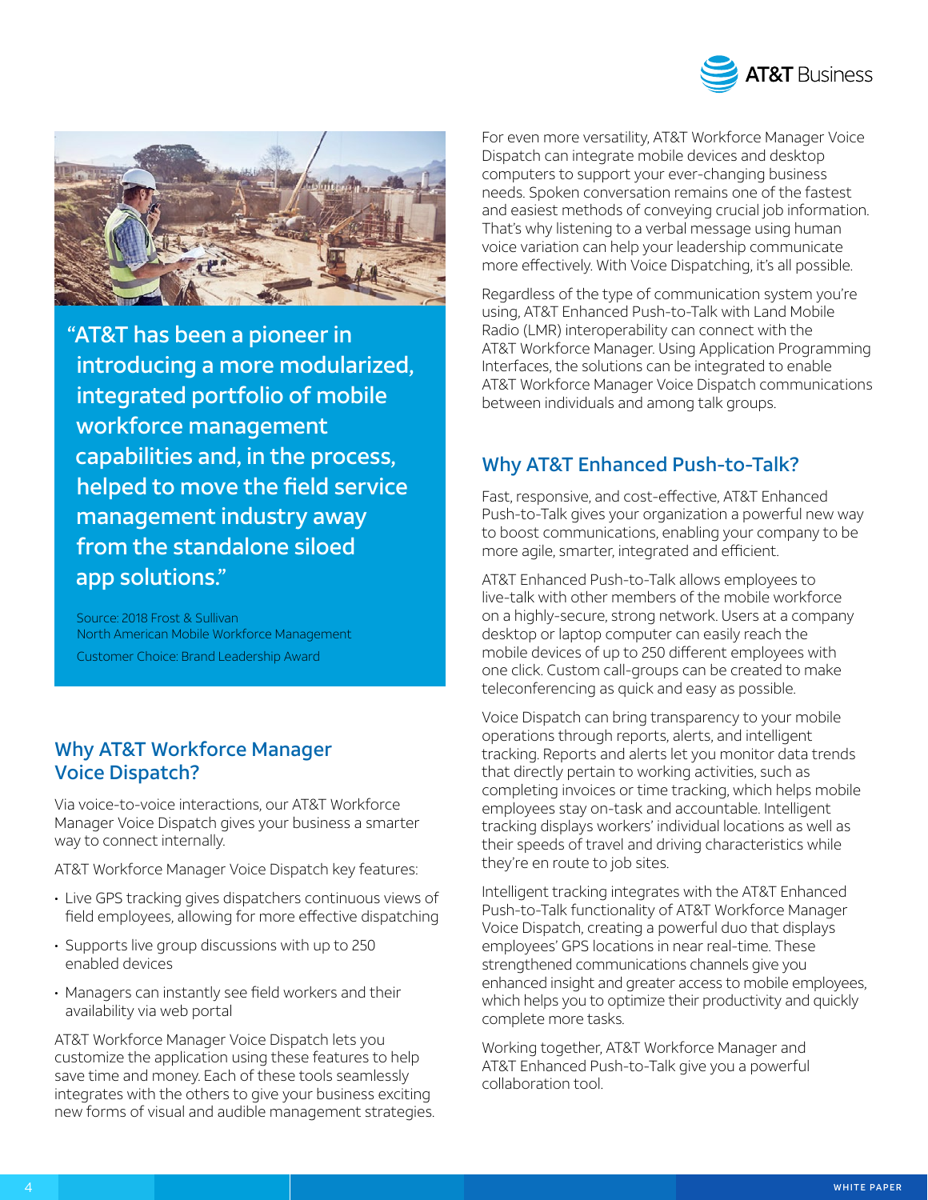> "AT&T has been a pioneer in introducing a more modularized, integrated portfolio of mobile workforce management capabilities and, in the process, helped to move the field service management industry away from the standalone siloed app solutions."
>
> Source: 2018 Frost & Sullivan North American Mobile Workforce Management Customer Choice: Brand Leadership Award

## Why AT&T Workforce Manager Voice Dispatch?

Via voice-to-voice interactions, our AT&T Workforce Manager Voice Dispatch gives your business a smarter way to connect internally.

AT&T Workforce Manager Voice Dispatch key features:

- Live GPS tracking gives dispatchers continuous views of field employees, allowing for more effective dispatching
- Supports live group discussions with up to 250 enabled devices
- Managers can instantly see field workers and their availability via web portal

AT&T Workforce Manager Voice Dispatch lets you customize the application using these features to help save time and money. Each of these tools seamlessly integrates with the others to give your business exciting new forms of visual and audible management strategies.

For even more versatility, AT&T Workforce Manager Voice Dispatch can integrate mobile devices and desktop computers to support your ever-changing business needs. Spoken conversation remains one of the fastest and easiest methods of conveying crucial job information. That's why listening to a verbal message using human voice variation can help your leadership communicate more effectively. With Voice Dispatching, it's all possible.

Regardless of the type of communication system you're using, AT&T Enhanced Push-to-Talk with Land Mobile Radio (LMR) interoperability can connect with the AT&T Workforce Manager. Using Application Programming Interfaces, the solutions can be integrated to enable AT&T Workforce Manager Voice Dispatch communications between individuals and among talk groups.

## Why AT&T Enhanced Push-to-Talk?

Fast, responsive, and cost-effective, AT&T Enhanced Push-to-Talk gives your organization a powerful new way to boost communications, enabling your company to be more agile, smarter, integrated and efficient.

AT&T Enhanced Push-to-Talk allows employees to live-talk with other members of the mobile workforce on a highly-secure, strong network. Users at a company desktop or laptop computer can easily reach the mobile devices of up to 250 different employees with one click. Custom call-groups can be created to make teleconferencing as quick and easy as possible.

Voice Dispatch can bring transparency to your mobile operations through reports, alerts, and intelligent tracking. Reports and alerts let you monitor data trends that directly pertain to working activities, such as completing invoices or time tracking, which helps mobile employees stay on-task and accountable. Intelligent tracking displays workers' individual locations as well as their speeds of travel and driving characteristics while they're en route to job sites.

Intelligent tracking integrates with the AT&T Enhanced Push-to-Talk functionality of AT&T Workforce Manager Voice Dispatch, creating a powerful duo that displays employees' GPS locations in near real-time. These strengthened communications channels give you enhanced insight and greater access to mobile employees, which helps you to optimize their productivity and quickly complete more tasks.

Working together, AT&T Workforce Manager and AT&T Enhanced Push-to-Talk give you a powerful collaboration tool.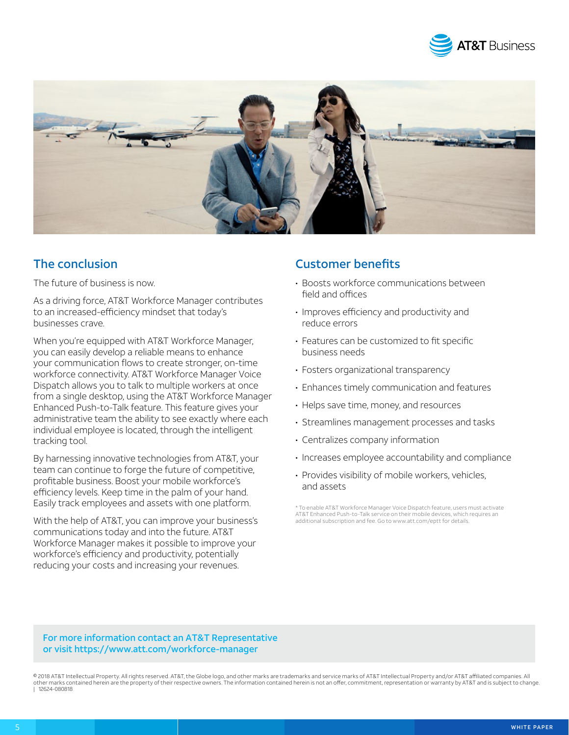## The conclusion

The future of business is now.

As a driving force, AT&T Workforce Manager contributes to an increased-efficiency mindset that today's businesses crave.

When you're equipped with AT&T Workforce Manager, you can easily develop a reliable means to enhance your communication flows to create stronger, on-time workforce connectivity. AT&T Workforce Manager Voice Dispatch allows you to talk to multiple workers at once from a single desktop, using the AT&T Workforce Manager Enhanced Push-to-Talk feature. This feature gives your administrative team the ability to see exactly where each individual employee is located, through the intelligent tracking tool.

By harnessing innovative technologies from AT&T, your team can continue to forge the future of competitive, profitable business. Boost your mobile workforce's efficiency levels. Keep time in the palm of your hand. Easily track employees and assets with one platform.

With the help of AT&T, you can improve your business's communications today and into the future. AT&T Workforce Manager makes it possible to improve your workforce's efficiency and productivity, potentially reducing your costs and increasing your revenues.

## Customer benefits

- Boosts workforce communications between field and offices
- Improves efficiency and productivity and reduce errors
- Features can be customized to fit specific business needs
- Fosters organizational transparency
- Enhances timely communication and features
- Helps save time, money, and resources
- Streamlines management processes and tasks
- Centralizes company information
- Increases employee accountability and compliance
- Provides visibility of mobile workers, vehicles, and assets

* To enable AT&T Workforce Manager Voice Dispatch feature, users must activate AT&T Enhanced Push-to-Talk service on their mobile devices, which requires an additional subscription and fee. Go to www.att.com/eptt for details.

**For more information contact an AT&T Representative or visit https://www.att.com/workforce-manager**

© 2018 AT&T Intellectual Property. All rights reserved. AT&T, the Globe logo, and other marks are trademarks and service marks of AT&T Intellectual Property and/or AT&T affiliated companies. All other marks contained herein are the property of their respective owners. The information contained herein is not an offer, commitment, representation or warranty by AT&T and is subject to change. | 12624-080818